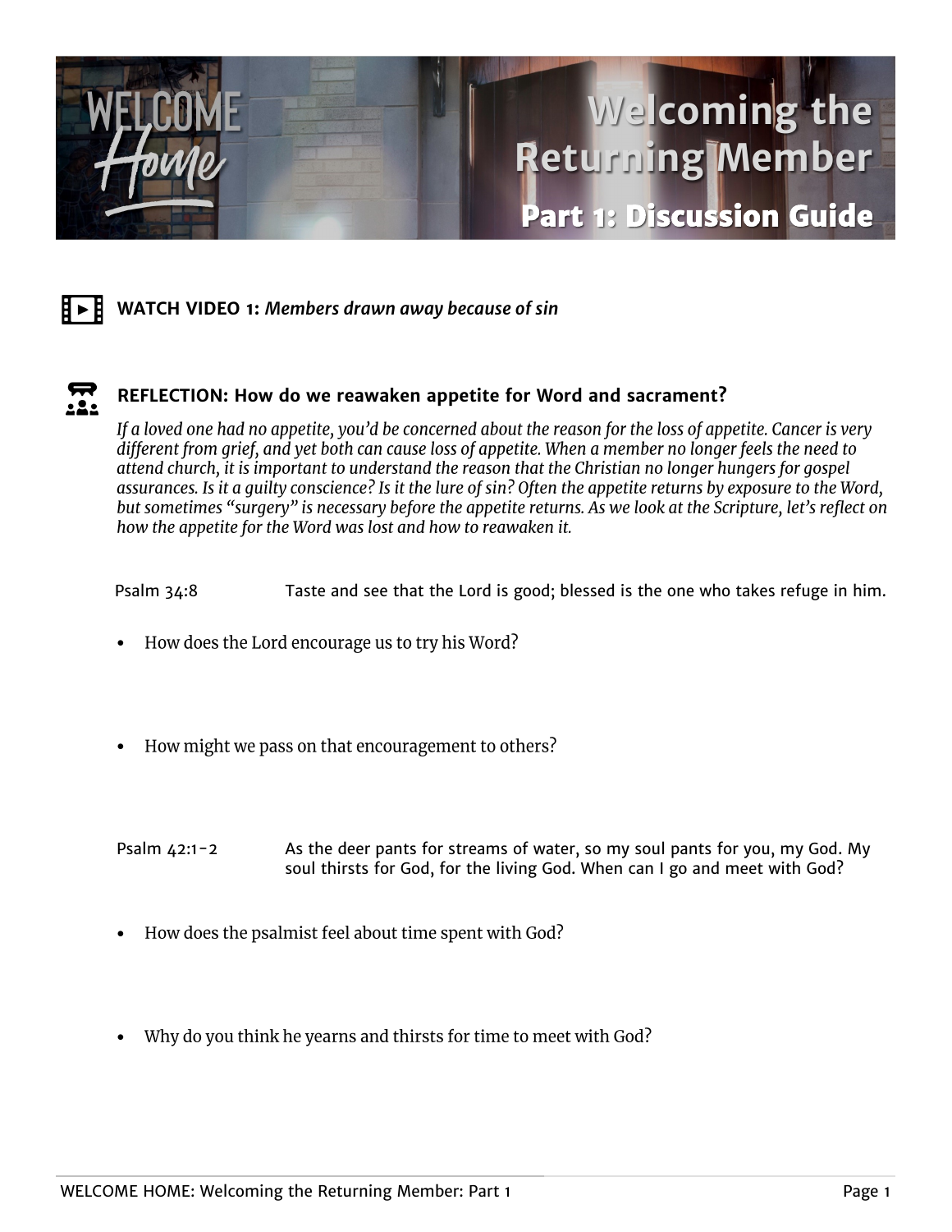# Welcoming the Returning Member

## Part 1: Discussion Guide

**WATCH VIDEO 1:** ***Members drawn away because of sin***

### REFLECTION: How do we reawaken appetite for Word and sacrament?

*If a loved one had no appetite, you'd be concerned about the reason for the loss of appetite. Cancer is very different from grief, and yet both can cause loss of appetite. When a member no longer feels the need to attend church, it is important to understand the reason that the Christian no longer hungers for gospel assurances. Is it a guilty conscience? Is it the lure of sin? Often the appetite returns by exposure to the Word, but sometimes "surgery" is necessary before the appetite returns. As we look at the Scripture, let's reflect on how the appetite for the Word was lost and how to reawaken it.*

Psalm 34:8 — Taste and see that the Lord is good; blessed is the one who takes refuge in him.

- How does the Lord encourage us to try his Word?

- How might we pass on that encouragement to others?

Psalm 42:1-2 — As the deer pants for streams of water, so my soul pants for you, my God. My soul thirsts for God, for the living God. When can I go and meet with God?

- How does the psalmist feel about time spent with God?

- Why do you think he yearns and thirsts for time to meet with God?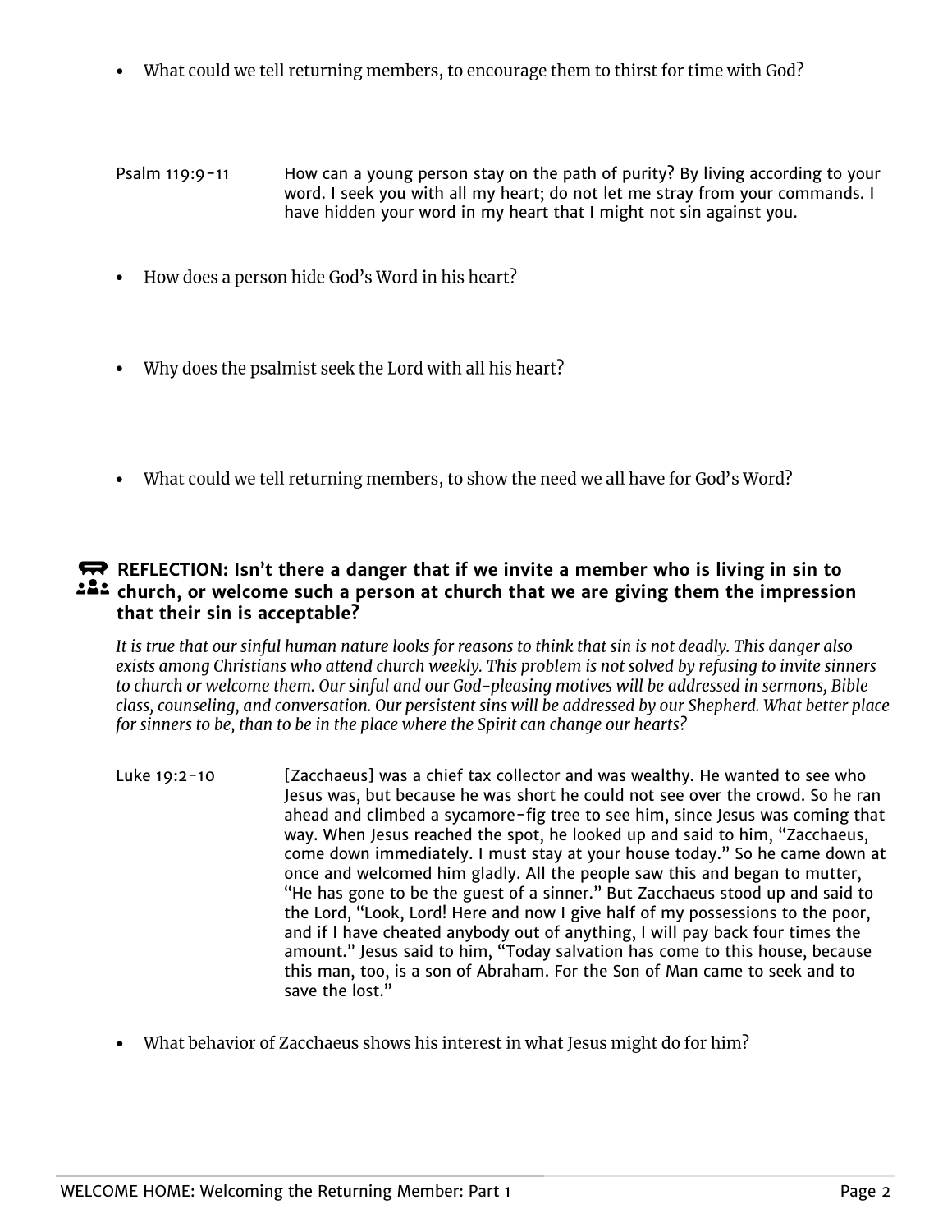- What could we tell returning members, to encourage them to thirst for time with God?

Psalm 119:9-11 How can a young person stay on the path of purity? By living according to your word. I seek you with all my heart; do not let me stray from your commands. I have hidden your word in my heart that I might not sin against you.

- How does a person hide God's Word in his heart?

- Why does the psalmist seek the Lord with all his heart?

- What could we tell returning members, to show the need we all have for God's Word?

### REFLECTION: Isn't there a danger that if we invite a member who is living in sin to church, or welcome such a person at church that we are giving them the impression that their sin is acceptable?

*It is true that our sinful human nature looks for reasons to think that sin is not deadly. This danger also exists among Christians who attend church weekly. This problem is not solved by refusing to invite sinners to church or welcome them. Our sinful and our God-pleasing motives will be addressed in sermons, Bible class, counseling, and conversation. Our persistent sins will be addressed by our Shepherd. What better place for sinners to be, than to be in the place where the Spirit can change our hearts?*

Luke 19:2-10 [Zacchaeus] was a chief tax collector and was wealthy. He wanted to see who Jesus was, but because he was short he could not see over the crowd. So he ran ahead and climbed a sycamore-fig tree to see him, since Jesus was coming that way. When Jesus reached the spot, he looked up and said to him, "Zacchaeus, come down immediately. I must stay at your house today." So he came down at once and welcomed him gladly. All the people saw this and began to mutter, "He has gone to be the guest of a sinner." But Zacchaeus stood up and said to the Lord, "Look, Lord! Here and now I give half of my possessions to the poor, and if I have cheated anybody out of anything, I will pay back four times the amount." Jesus said to him, "Today salvation has come to this house, because this man, too, is a son of Abraham. For the Son of Man came to seek and to save the lost."

- What behavior of Zacchaeus shows his interest in what Jesus might do for him?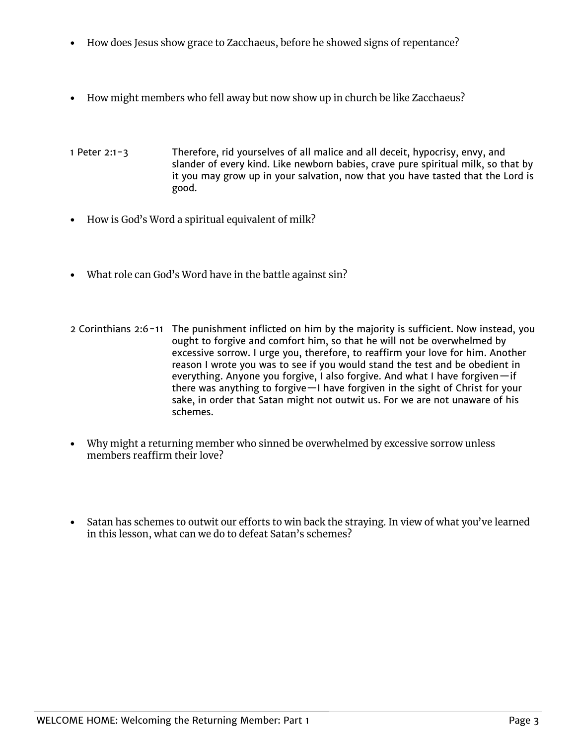- How does Jesus show grace to Zacchaeus, before he showed signs of repentance?

- How might members who fell away but now show up in church be like Zacchaeus?

1 Peter 2:1-3 Therefore, rid yourselves of all malice and all deceit, hypocrisy, envy, and slander of every kind. Like newborn babies, crave pure spiritual milk, so that by it you may grow up in your salvation, now that you have tasted that the Lord is good.

- How is God's Word a spiritual equivalent of milk?

- What role can God's Word have in the battle against sin?

2 Corinthians 2:6-11 The punishment inflicted on him by the majority is sufficient. Now instead, you ought to forgive and comfort him, so that he will not be overwhelmed by excessive sorrow. I urge you, therefore, to reaffirm your love for him. Another reason I wrote you was to see if you would stand the test and be obedient in everything. Anyone you forgive, I also forgive. And what I have forgiven—if there was anything to forgive—I have forgiven in the sight of Christ for your sake, in order that Satan might not outwit us. For we are not unaware of his schemes.

- Why might a returning member who sinned be overwhelmed by excessive sorrow unless members reaffirm their love?

- Satan has schemes to outwit our efforts to win back the straying. In view of what you've learned in this lesson, what can we do to defeat Satan's schemes?